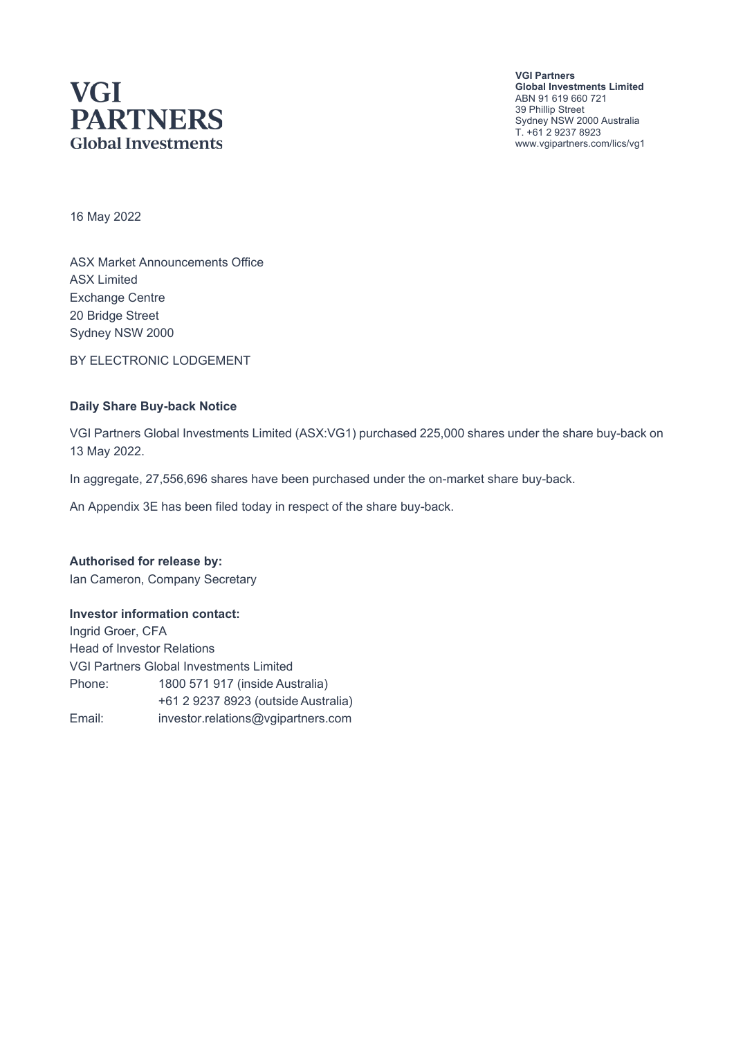# VGI PARTNERS
Global Investments

**VGI Partners**
**Global Investments Limited**
ABN 91 619 660 721
39 Phillip Street
Sydney NSW 2000 Australia
T. +61 2 9237 8923
www.vgipartners.com/lics/vg1

16 May 2022

ASX Market Announcements Office
ASX Limited
Exchange Centre
20 Bridge Street
Sydney NSW 2000

BY ELECTRONIC LODGEMENT

**Daily Share Buy-back Notice**

VGI Partners Global Investments Limited (ASX:VG1) purchased 225,000 shares under the share buy-back on 13 May 2022.

In aggregate, 27,556,696 shares have been purchased under the on-market share buy-back.

An Appendix 3E has been filed today in respect of the share buy-back.

**Authorised for release by:**
Ian Cameron, Company Secretary

**Investor information contact:**
Ingrid Groer, CFA
Head of Investor Relations
VGI Partners Global Investments Limited

| | |
|---|---|
| Phone: | 1800 571 917 (inside Australia) |
| | +61 2 9237 8923 (outside Australia) |
| Email: | investor.relations@vgipartners.com |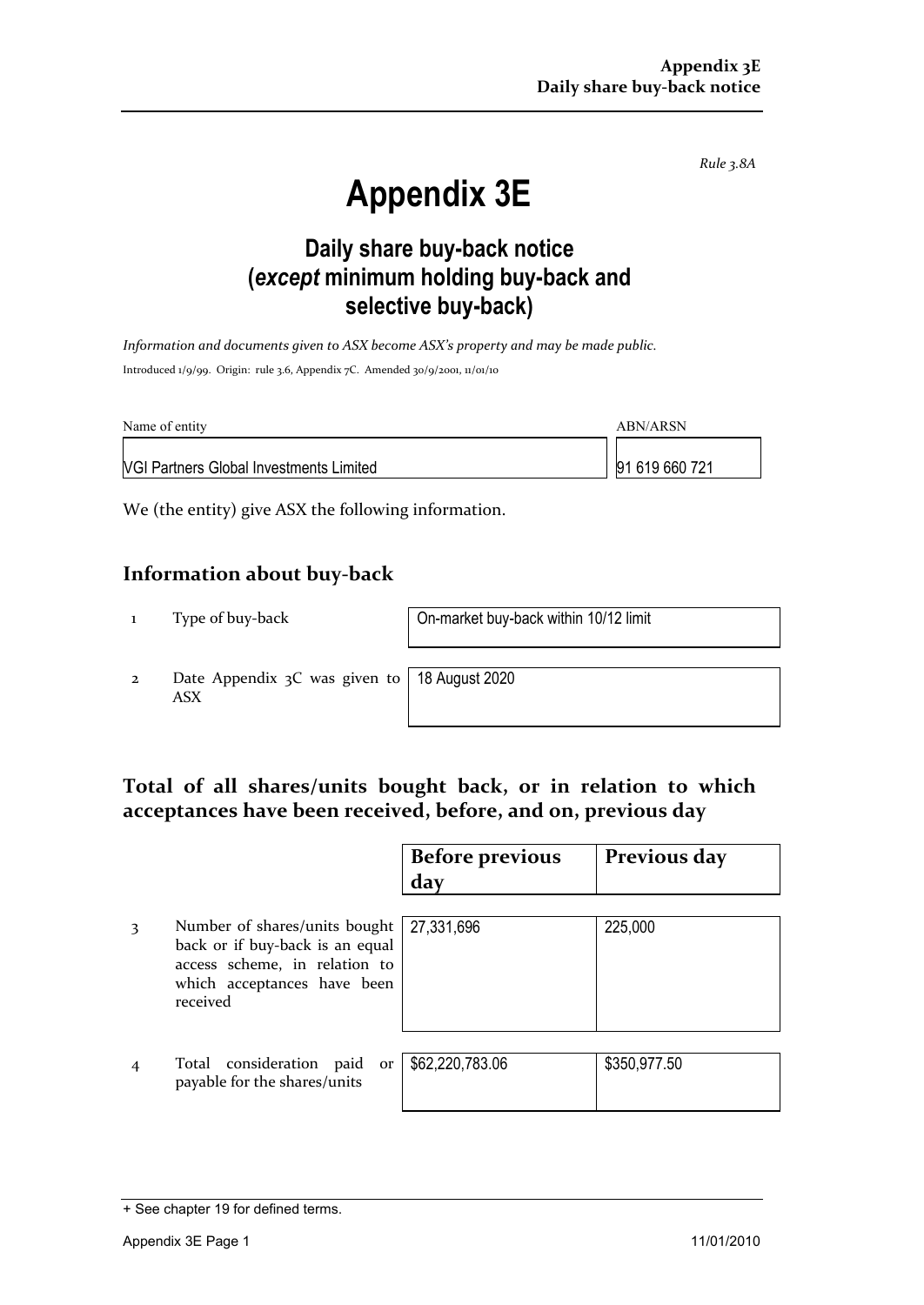*Rule 3.8A*

# Appendix 3E

## Daily share buy-back notice (*except* minimum holding buy-back and selective buy-back)

*Information and documents given to ASX become ASX's property and may be made public.*

Introduced 1/9/99. Origin: rule 3.6, Appendix 7C. Amended 30/9/2001, 11/01/10

| Name of entity | ABN/ARSN |
|---|---|
| VGI Partners Global Investments Limited | 91 619 660 721 |

We (the entity) give ASX the following information.

## Information about buy-back

| | | |
|---|---|---|
| 1 | Type of buy-back | On-market buy-back within 10/12 limit |
| 2 | Date Appendix 3C was given to ASX | 18 August 2020 |

## Total of all shares/units bought back, or in relation to which acceptances have been received, before, and on, previous day

| | | Before previous day | Previous day |
|---|---|---|---|
| 3 | Number of shares/units bought back or if buy-back is an equal access scheme, in relation to which acceptances have been received | 27,331,696 | 225,000 |
| 4 | Total consideration paid or payable for the shares/units | $62,220,783.06 | $350,977.50 |

+ See chapter 19 for defined terms.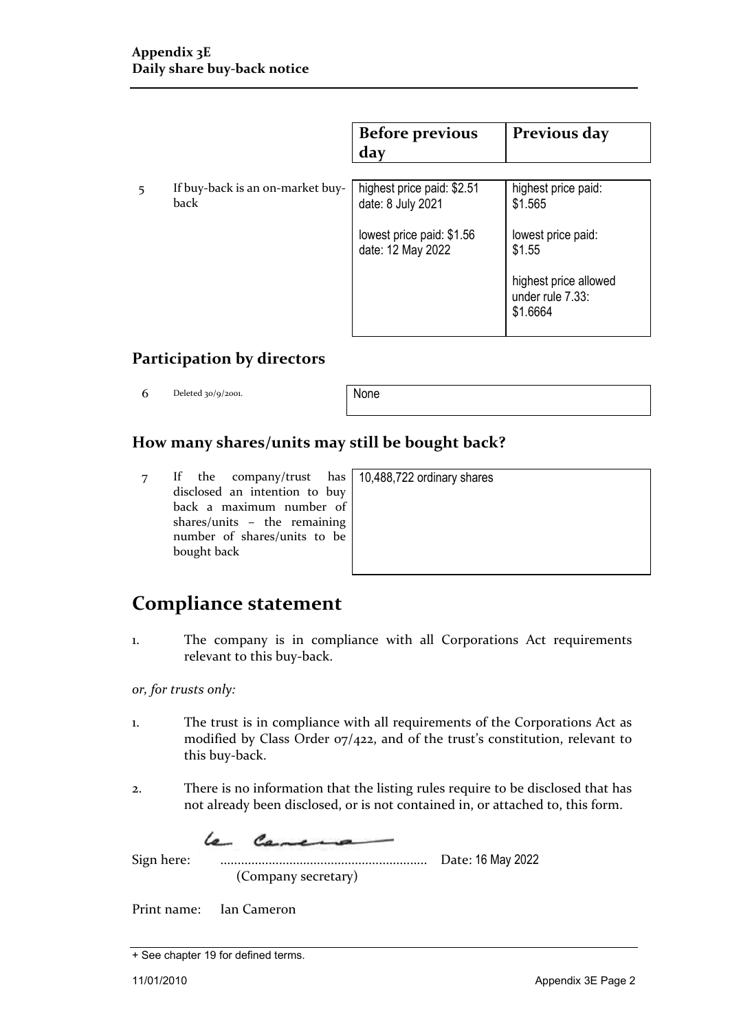**Appendix 3E**
**Daily share buy-back notice**

| | | Before previous day | Previous day |
|---|---|---|---|
| 5 | If buy-back is an on-market buy-back | highest price paid: $2.51<br>date: 8 July 2021<br><br>lowest price paid: $1.56<br>date: 12 May 2022 | highest price paid: $1.565<br><br>lowest price paid: $1.55<br><br>highest price allowed under rule 7.33: $1.6664 |

## Participation by directors

| | | |
|---|---|---|
| 6 | Deleted 30/9/2001. | None |

## How many shares/units may still be bought back?

| | | |
|---|---|---|
| 7 | If the company/trust has disclosed an intention to buy back a maximum number of shares/units – the remaining number of shares/units to be bought back | 10,488,722 ordinary shares |

# Compliance statement

1. The company is in compliance with all Corporations Act requirements relevant to this buy-back.

*or, for trusts only:*

1. The trust is in compliance with all requirements of the Corporations Act as modified by Class Order 07/422, and of the trust's constitution, relevant to this buy-back.

2. There is no information that the listing rules require to be disclosed that has not already been disclosed, or is not contained in, or attached to, this form.

Sign here: ............................................................ Date: 16 May 2022
(Company secretary)

Print name: Ian Cameron

+ See chapter 19 for defined terms.